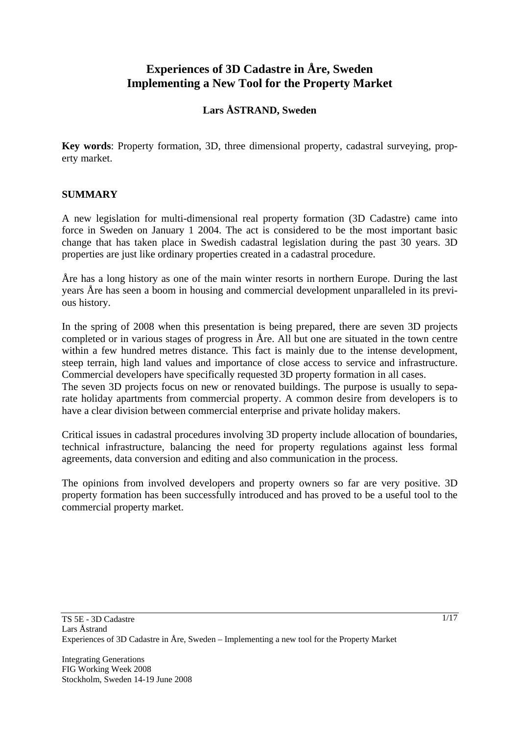# Experiences of 3D Cadastre in Åre, Sweden
# Implementing a New Tool for the Property Market

**Lars ÅSTRAND, Sweden**

**Key words**: Property formation, 3D, three dimensional property, cadastral surveying, property market.

## SUMMARY

A new legislation for multi-dimensional real property formation (3D Cadastre) came into force in Sweden on January 1 2004. The act is considered to be the most important basic change that has taken place in Swedish cadastral legislation during the past 30 years. 3D properties are just like ordinary properties created in a cadastral procedure.

Åre has a long history as one of the main winter resorts in northern Europe. During the last years Åre has seen a boom in housing and commercial development unparalleled in its previous history.

In the spring of 2008 when this presentation is being prepared, there are seven 3D projects completed or in various stages of progress in Åre. All but one are situated in the town centre within a few hundred metres distance. This fact is mainly due to the intense development, steep terrain, high land values and importance of close access to service and infrastructure. Commercial developers have specifically requested 3D property formation in all cases.

The seven 3D projects focus on new or renovated buildings. The purpose is usually to separate holiday apartments from commercial property. A common desire from developers is to have a clear division between commercial enterprise and private holiday makers.

Critical issues in cadastral procedures involving 3D property include allocation of boundaries, technical infrastructure, balancing the need for property regulations against less formal agreements, data conversion and editing and also communication in the process.

The opinions from involved developers and property owners so far are very positive. 3D property formation has been successfully introduced and has proved to be a useful tool to the commercial property market.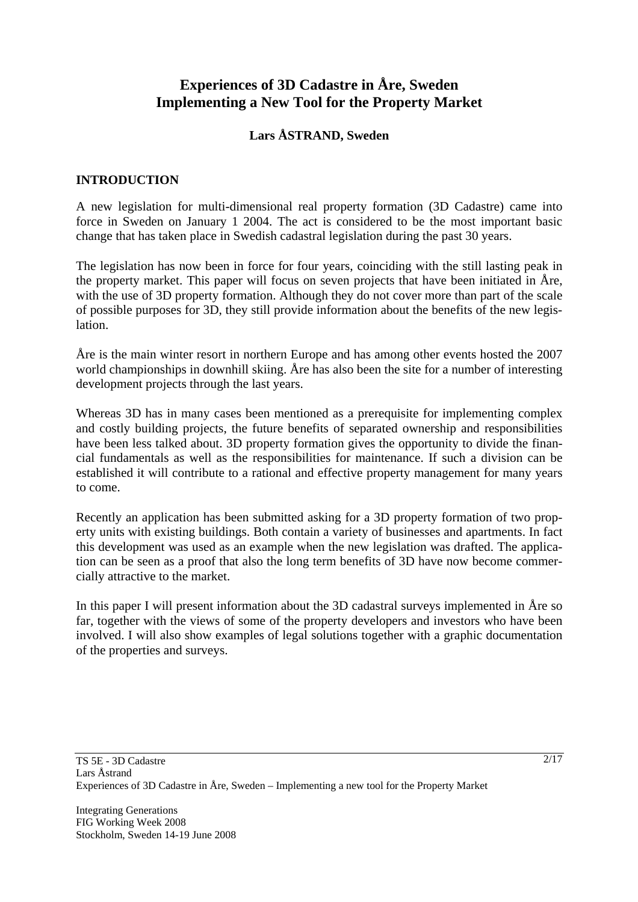# Experiences of 3D Cadastre in Åre, Sweden
# Implementing a New Tool for the Property Market

**Lars ÅSTRAND, Sweden**

## INTRODUCTION

A new legislation for multi-dimensional real property formation (3D Cadastre) came into force in Sweden on January 1 2004. The act is considered to be the most important basic change that has taken place in Swedish cadastral legislation during the past 30 years.

The legislation has now been in force for four years, coinciding with the still lasting peak in the property market. This paper will focus on seven projects that have been initiated in Åre, with the use of 3D property formation. Although they do not cover more than part of the scale of possible purposes for 3D, they still provide information about the benefits of the new legislation.

Åre is the main winter resort in northern Europe and has among other events hosted the 2007 world championships in downhill skiing. Åre has also been the site for a number of interesting development projects through the last years.

Whereas 3D has in many cases been mentioned as a prerequisite for implementing complex and costly building projects, the future benefits of separated ownership and responsibilities have been less talked about. 3D property formation gives the opportunity to divide the financial fundamentals as well as the responsibilities for maintenance. If such a division can be established it will contribute to a rational and effective property management for many years to come.

Recently an application has been submitted asking for a 3D property formation of two property units with existing buildings. Both contain a variety of businesses and apartments. In fact this development was used as an example when the new legislation was drafted. The application can be seen as a proof that also the long term benefits of 3D have now become commercially attractive to the market.

In this paper I will present information about the 3D cadastral surveys implemented in Åre so far, together with the views of some of the property developers and investors who have been involved. I will also show examples of legal solutions together with a graphic documentation of the properties and surveys.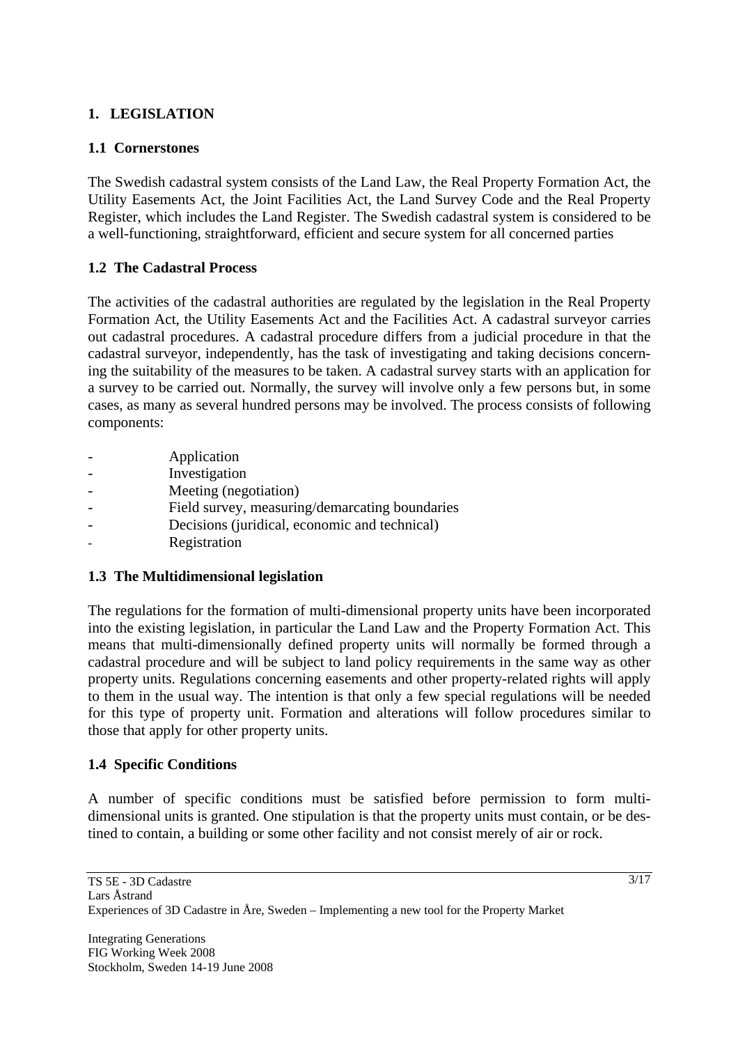# 1. LEGISLATION

## 1.1 Cornerstones

The Swedish cadastral system consists of the Land Law, the Real Property Formation Act, the Utility Easements Act, the Joint Facilities Act, the Land Survey Code and the Real Property Register, which includes the Land Register. The Swedish cadastral system is considered to be a well-functioning, straightforward, efficient and secure system for all concerned parties

## 1.2 The Cadastral Process

The activities of the cadastral authorities are regulated by the legislation in the Real Property Formation Act, the Utility Easements Act and the Facilities Act. A cadastral surveyor carries out cadastral procedures. A cadastral procedure differs from a judicial procedure in that the cadastral surveyor, independently, has the task of investigating and taking decisions concerning the suitability of the measures to be taken. A cadastral survey starts with an application for a survey to be carried out. Normally, the survey will involve only a few persons but, in some cases, as many as several hundred persons may be involved. The process consists of following components:

- Application
- Investigation
- Meeting (negotiation)
- Field survey, measuring/demarcating boundaries
- Decisions (juridical, economic and technical)
- Registration

## 1.3 The Multidimensional legislation

The regulations for the formation of multi-dimensional property units have been incorporated into the existing legislation, in particular the Land Law and the Property Formation Act. This means that multi-dimensionally defined property units will normally be formed through a cadastral procedure and will be subject to land policy requirements in the same way as other property units. Regulations concerning easements and other property-related rights will apply to them in the usual way. The intention is that only a few special regulations will be needed for this type of property unit. Formation and alterations will follow procedures similar to those that apply for other property units.

## 1.4 Specific Conditions

A number of specific conditions must be satisfied before permission to form multi-dimensional units is granted. One stipulation is that the property units must contain, or be destined to contain, a building or some other facility and not consist merely of air or rock.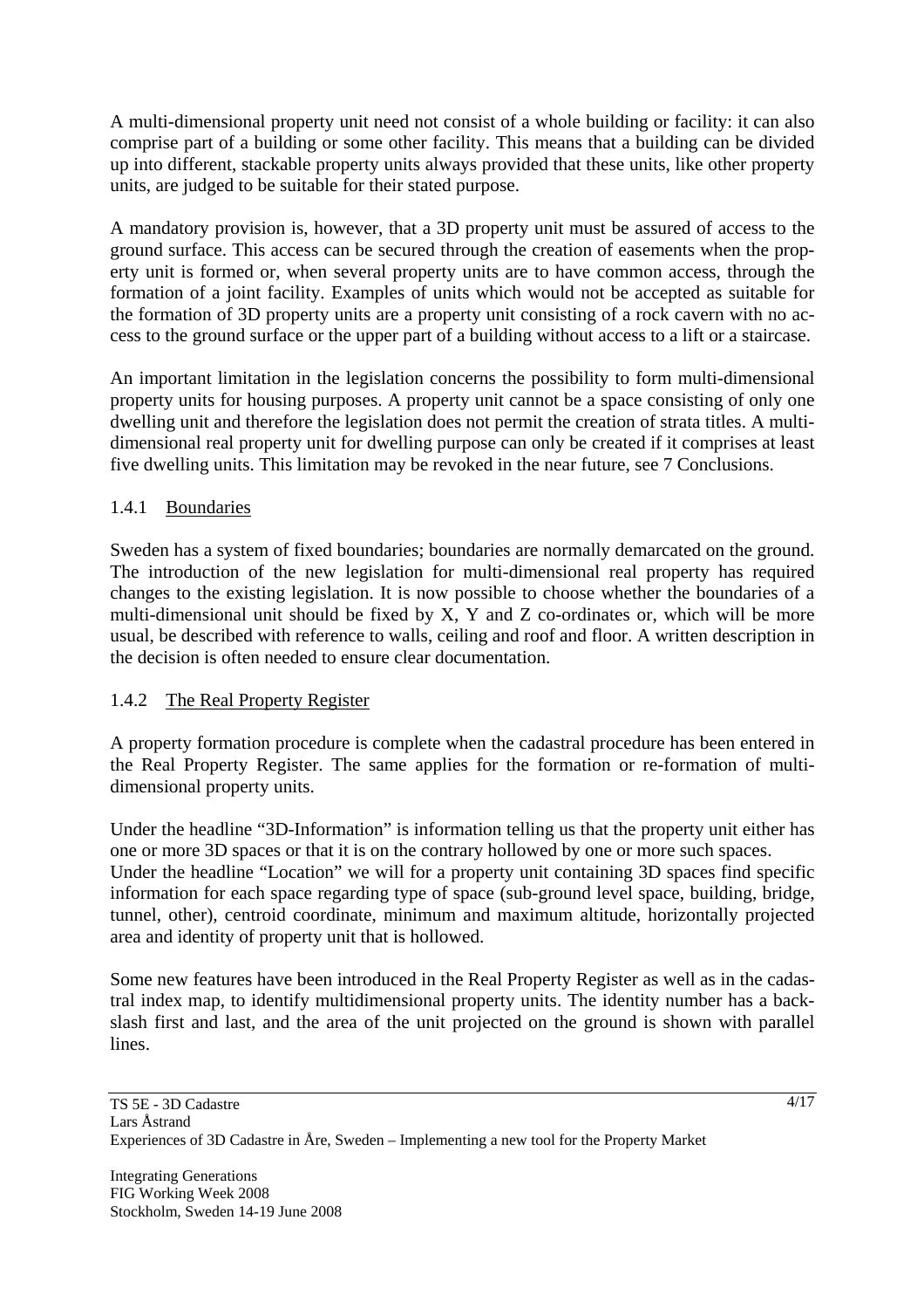A multi-dimensional property unit need not consist of a whole building or facility: it can also comprise part of a building or some other facility. This means that a building can be divided up into different, stackable property units always provided that these units, like other property units, are judged to be suitable for their stated purpose.

A mandatory provision is, however, that a 3D property unit must be assured of access to the ground surface. This access can be secured through the creation of easements when the property unit is formed or, when several property units are to have common access, through the formation of a joint facility. Examples of units which would not be accepted as suitable for the formation of 3D property units are a property unit consisting of a rock cavern with no access to the ground surface or the upper part of a building without access to a lift or a staircase.

An important limitation in the legislation concerns the possibility to form multi-dimensional property units for housing purposes. A property unit cannot be a space consisting of only one dwelling unit and therefore the legislation does not permit the creation of strata titles. A multi-dimensional real property unit for dwelling purpose can only be created if it comprises at least five dwelling units. This limitation may be revoked in the near future, see 7 Conclusions.

### 1.4.1 Boundaries

Sweden has a system of fixed boundaries; boundaries are normally demarcated on the ground. The introduction of the new legislation for multi-dimensional real property has required changes to the existing legislation. It is now possible to choose whether the boundaries of a multi-dimensional unit should be fixed by X, Y and Z co-ordinates or, which will be more usual, be described with reference to walls, ceiling and roof and floor. A written description in the decision is often needed to ensure clear documentation.

### 1.4.2 The Real Property Register

A property formation procedure is complete when the cadastral procedure has been entered in the Real Property Register. The same applies for the formation or re-formation of multi-dimensional property units.

Under the headline "3D-Information" is information telling us that the property unit either has one or more 3D spaces or that it is on the contrary hollowed by one or more such spaces.
Under the headline "Location" we will for a property unit containing 3D spaces find specific information for each space regarding type of space (sub-ground level space, building, bridge, tunnel, other), centroid coordinate, minimum and maximum altitude, horizontally projected area and identity of property unit that is hollowed.

Some new features have been introduced in the Real Property Register as well as in the cadastral index map, to identify multidimensional property units. The identity number has a back-slash first and last, and the area of the unit projected on the ground is shown with parallel lines.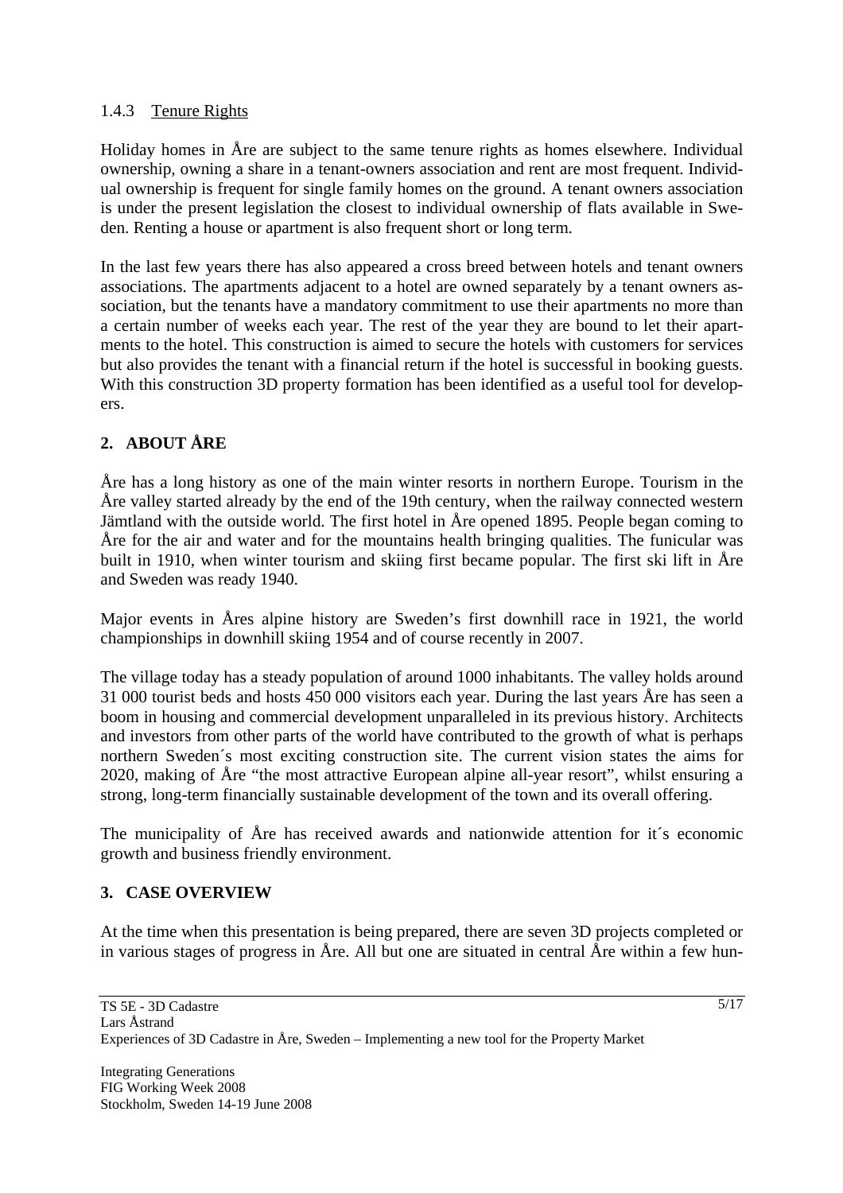#### 1.4.3 Tenure Rights

Holiday homes in Åre are subject to the same tenure rights as homes elsewhere. Individual ownership, owning a share in a tenant-owners association and rent are most frequent. Individual ownership is frequent for single family homes on the ground. A tenant owners association is under the present legislation the closest to individual ownership of flats available in Sweden. Renting a house or apartment is also frequent short or long term.

In the last few years there has also appeared a cross breed between hotels and tenant owners associations. The apartments adjacent to a hotel are owned separately by a tenant owners association, but the tenants have a mandatory commitment to use their apartments no more than a certain number of weeks each year. The rest of the year they are bound to let their apartments to the hotel. This construction is aimed to secure the hotels with customers for services but also provides the tenant with a financial return if the hotel is successful in booking guests. With this construction 3D property formation has been identified as a useful tool for developers.

## 2. ABOUT ÅRE

Åre has a long history as one of the main winter resorts in northern Europe. Tourism in the Åre valley started already by the end of the 19th century, when the railway connected western Jämtland with the outside world. The first hotel in Åre opened 1895. People began coming to Åre for the air and water and for the mountains health bringing qualities. The funicular was built in 1910, when winter tourism and skiing first became popular. The first ski lift in Åre and Sweden was ready 1940.

Major events in Åres alpine history are Sweden's first downhill race in 1921, the world championships in downhill skiing 1954 and of course recently in 2007.

The village today has a steady population of around 1000 inhabitants. The valley holds around 31 000 tourist beds and hosts 450 000 visitors each year. During the last years Åre has seen a boom in housing and commercial development unparalleled in its previous history. Architects and investors from other parts of the world have contributed to the growth of what is perhaps northern Sweden´s most exciting construction site. The current vision states the aims for 2020, making of Åre "the most attractive European alpine all-year resort", whilst ensuring a strong, long-term financially sustainable development of the town and its overall offering.

The municipality of Åre has received awards and nationwide attention for it´s economic growth and business friendly environment.

## 3. CASE OVERVIEW

At the time when this presentation is being prepared, there are seven 3D projects completed or in various stages of progress in Åre. All but one are situated in central Åre within a few hun-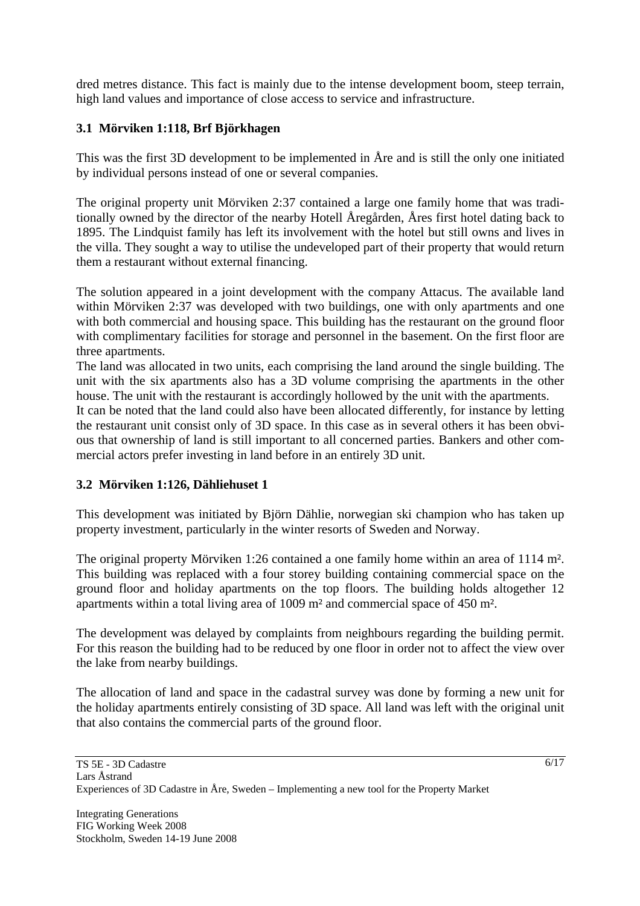dred metres distance. This fact is mainly due to the intense development boom, steep terrain, high land values and importance of close access to service and infrastructure.

### 3.1 Mörviken 1:118, Brf Björkhagen

This was the first 3D development to be implemented in Åre and is still the only one initiated by individual persons instead of one or several companies.

The original property unit Mörviken 2:37 contained a large one family home that was traditionally owned by the director of the nearby Hotell Åregården, Åres first hotel dating back to 1895. The Lindquist family has left its involvement with the hotel but still owns and lives in the villa. They sought a way to utilise the undeveloped part of their property that would return them a restaurant without external financing.

The solution appeared in a joint development with the company Attacus. The available land within Mörviken 2:37 was developed with two buildings, one with only apartments and one with both commercial and housing space. This building has the restaurant on the ground floor with complimentary facilities for storage and personnel in the basement. On the first floor are three apartments.

The land was allocated in two units, each comprising the land around the single building. The unit with the six apartments also has a 3D volume comprising the apartments in the other house. The unit with the restaurant is accordingly hollowed by the unit with the apartments.

It can be noted that the land could also have been allocated differently, for instance by letting the restaurant unit consist only of 3D space. In this case as in several others it has been obvious that ownership of land is still important to all concerned parties. Bankers and other commercial actors prefer investing in land before in an entirely 3D unit.

### 3.2 Mörviken 1:126, Dähliehuset 1

This development was initiated by Björn Dählie, norwegian ski champion who has taken up property investment, particularly in the winter resorts of Sweden and Norway.

The original property Mörviken 1:26 contained a one family home within an area of 1114 m². This building was replaced with a four storey building containing commercial space on the ground floor and holiday apartments on the top floors. The building holds altogether 12 apartments within a total living area of 1009 m² and commercial space of 450 m².

The development was delayed by complaints from neighbours regarding the building permit. For this reason the building had to be reduced by one floor in order not to affect the view over the lake from nearby buildings.

The allocation of land and space in the cadastral survey was done by forming a new unit for the holiday apartments entirely consisting of 3D space. All land was left with the original unit that also contains the commercial parts of the ground floor.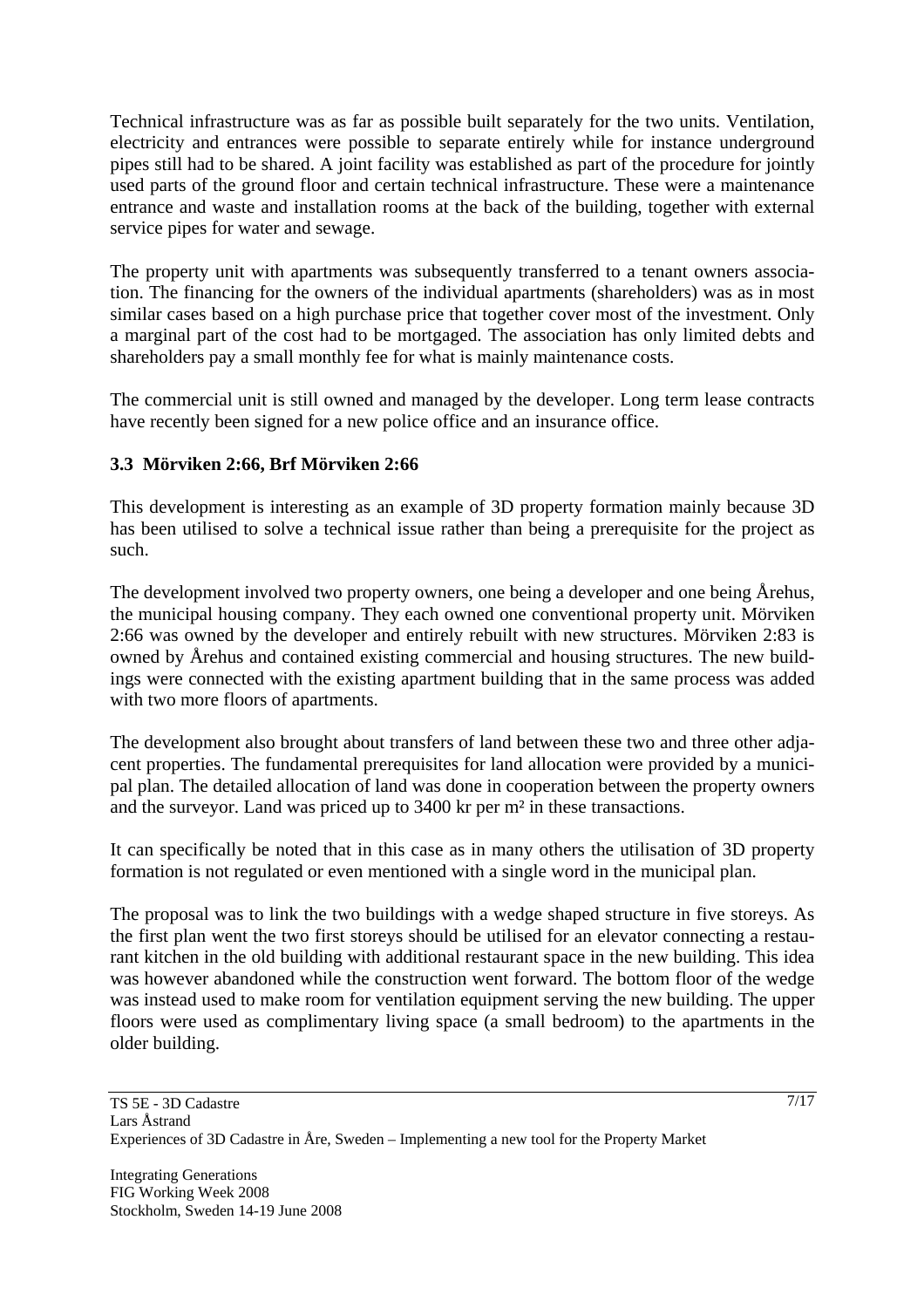Technical infrastructure was as far as possible built separately for the two units. Ventilation, electricity and entrances were possible to separate entirely while for instance underground pipes still had to be shared. A joint facility was established as part of the procedure for jointly used parts of the ground floor and certain technical infrastructure. These were a maintenance entrance and waste and installation rooms at the back of the building, together with external service pipes for water and sewage.

The property unit with apartments was subsequently transferred to a tenant owners association. The financing for the owners of the individual apartments (shareholders) was as in most similar cases based on a high purchase price that together cover most of the investment. Only a marginal part of the cost had to be mortgaged. The association has only limited debts and shareholders pay a small monthly fee for what is mainly maintenance costs.

The commercial unit is still owned and managed by the developer. Long term lease contracts have recently been signed for a new police office and an insurance office.

### 3.3 Mörviken 2:66, Brf Mörviken 2:66

This development is interesting as an example of 3D property formation mainly because 3D has been utilised to solve a technical issue rather than being a prerequisite for the project as such.

The development involved two property owners, one being a developer and one being Årehus, the municipal housing company. They each owned one conventional property unit. Mörviken 2:66 was owned by the developer and entirely rebuilt with new structures. Mörviken 2:83 is owned by Årehus and contained existing commercial and housing structures. The new buildings were connected with the existing apartment building that in the same process was added with two more floors of apartments.

The development also brought about transfers of land between these two and three other adjacent properties. The fundamental prerequisites for land allocation were provided by a municipal plan. The detailed allocation of land was done in cooperation between the property owners and the surveyor. Land was priced up to 3400 kr per m² in these transactions.

It can specifically be noted that in this case as in many others the utilisation of 3D property formation is not regulated or even mentioned with a single word in the municipal plan.

The proposal was to link the two buildings with a wedge shaped structure in five storeys. As the first plan went the two first storeys should be utilised for an elevator connecting a restaurant kitchen in the old building with additional restaurant space in the new building. This idea was however abandoned while the construction went forward. The bottom floor of the wedge was instead used to make room for ventilation equipment serving the new building. The upper floors were used as complimentary living space (a small bedroom) to the apartments in the older building.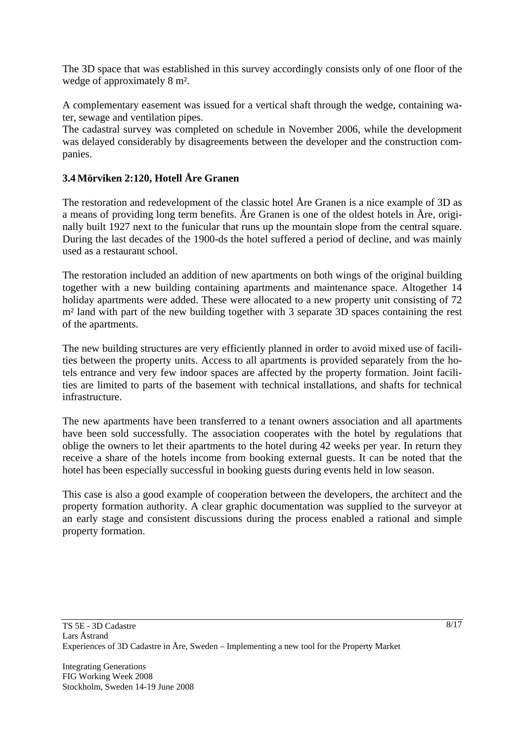The 3D space that was established in this survey accordingly consists only of one floor of the wedge of approximately 8 m².

A complementary easement was issued for a vertical shaft through the wedge, containing water, sewage and ventilation pipes.
The cadastral survey was completed on schedule in November 2006, while the development was delayed considerably by disagreements between the developer and the construction companies.

### 3.4 Mörviken 2:120, Hotell Åre Granen

The restoration and redevelopment of the classic hotel Åre Granen is a nice example of 3D as a means of providing long term benefits. Åre Granen is one of the oldest hotels in Åre, originally built 1927 next to the funicular that runs up the mountain slope from the central square. During the last decades of the 1900-ds the hotel suffered a period of decline, and was mainly used as a restaurant school.

The restoration included an addition of new apartments on both wings of the original building together with a new building containing apartments and maintenance space. Altogether 14 holiday apartments were added. These were allocated to a new property unit consisting of 72 m² land with part of the new building together with 3 separate 3D spaces containing the rest of the apartments.

The new building structures are very efficiently planned in order to avoid mixed use of facilities between the property units. Access to all apartments is provided separately from the hotels entrance and very few indoor spaces are affected by the property formation. Joint facilities are limited to parts of the basement with technical installations, and shafts for technical infrastructure.

The new apartments have been transferred to a tenant owners association and all apartments have been sold successfully. The association cooperates with the hotel by regulations that oblige the owners to let their apartments to the hotel during 42 weeks per year. In return they receive a share of the hotels income from booking external guests. It can be noted that the hotel has been especially successful in booking guests during events held in low season.

This case is also a good example of cooperation between the developers, the architect and the property formation authority. A clear graphic documentation was supplied to the surveyor at an early stage and consistent discussions during the process enabled a rational and simple property formation.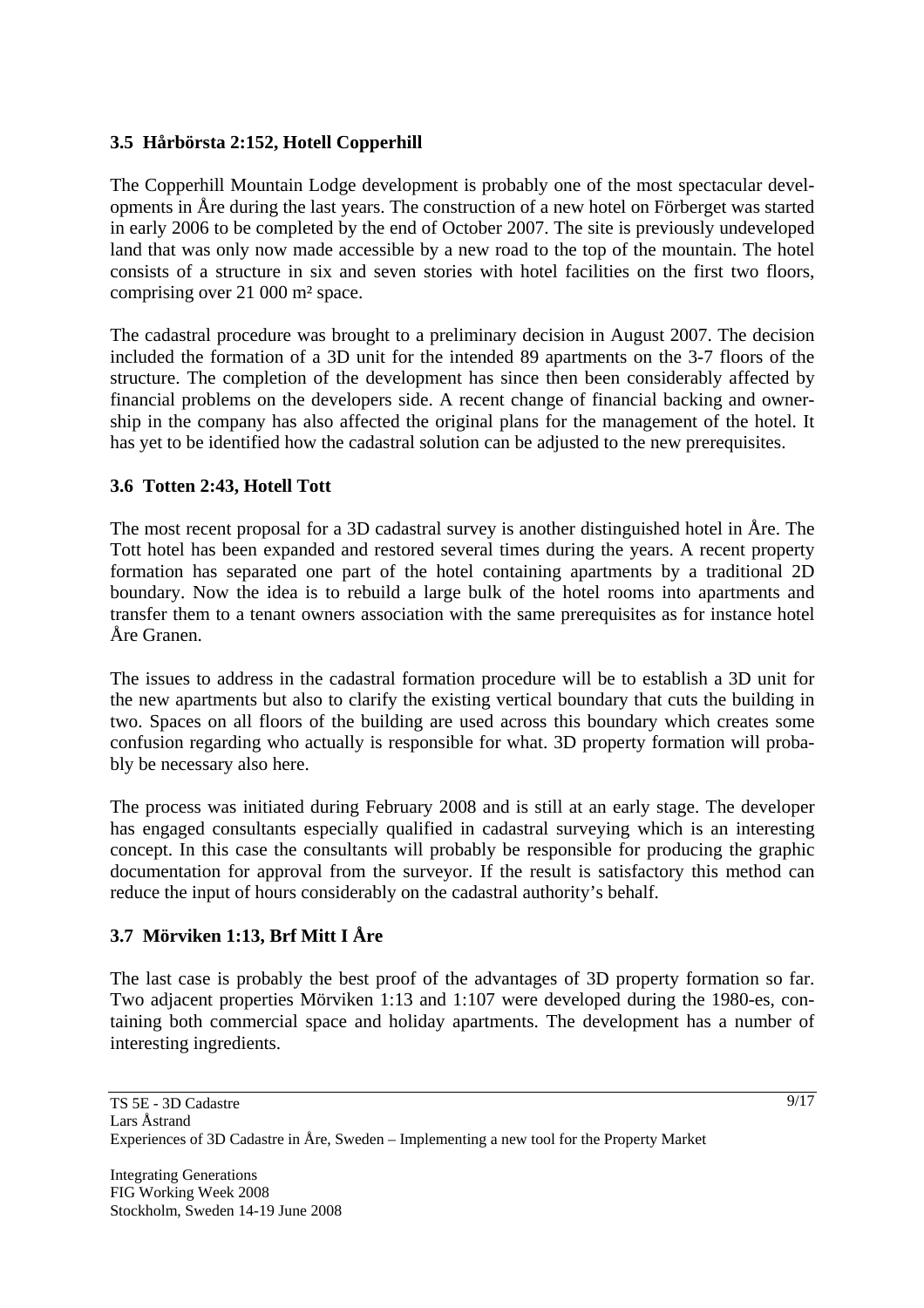### 3.5 Hårbörsta 2:152, Hotell Copperhill

The Copperhill Mountain Lodge development is probably one of the most spectacular developments in Åre during the last years. The construction of a new hotel on Förberget was started in early 2006 to be completed by the end of October 2007. The site is previously undeveloped land that was only now made accessible by a new road to the top of the mountain. The hotel consists of a structure in six and seven stories with hotel facilities on the first two floors, comprising over 21 000 m² space.

The cadastral procedure was brought to a preliminary decision in August 2007. The decision included the formation of a 3D unit for the intended 89 apartments on the 3-7 floors of the structure. The completion of the development has since then been considerably affected by financial problems on the developers side. A recent change of financial backing and ownership in the company has also affected the original plans for the management of the hotel. It has yet to be identified how the cadastral solution can be adjusted to the new prerequisites.

### 3.6 Totten 2:43, Hotell Tott

The most recent proposal for a 3D cadastral survey is another distinguished hotel in Åre. The Tott hotel has been expanded and restored several times during the years. A recent property formation has separated one part of the hotel containing apartments by a traditional 2D boundary. Now the idea is to rebuild a large bulk of the hotel rooms into apartments and transfer them to a tenant owners association with the same prerequisites as for instance hotel Åre Granen.

The issues to address in the cadastral formation procedure will be to establish a 3D unit for the new apartments but also to clarify the existing vertical boundary that cuts the building in two. Spaces on all floors of the building are used across this boundary which creates some confusion regarding who actually is responsible for what. 3D property formation will probably be necessary also here.

The process was initiated during February 2008 and is still at an early stage. The developer has engaged consultants especially qualified in cadastral surveying which is an interesting concept. In this case the consultants will probably be responsible for producing the graphic documentation for approval from the surveyor. If the result is satisfactory this method can reduce the input of hours considerably on the cadastral authority's behalf.

### 3.7 Mörviken 1:13, Brf Mitt I Åre

The last case is probably the best proof of the advantages of 3D property formation so far. Two adjacent properties Mörviken 1:13 and 1:107 were developed during the 1980-es, containing both commercial space and holiday apartments. The development has a number of interesting ingredients.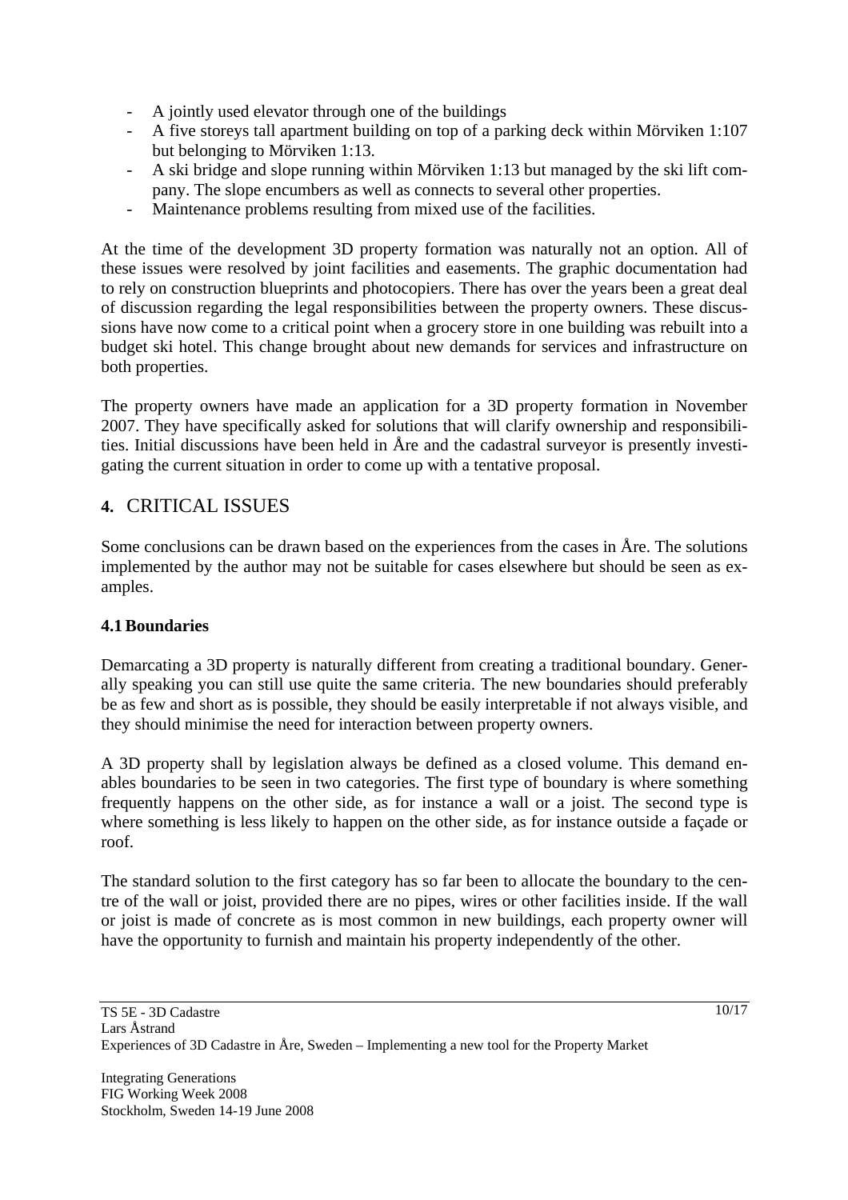- A jointly used elevator through one of the buildings
- A five storeys tall apartment building on top of a parking deck within Mörviken 1:107 but belonging to Mörviken 1:13.
- A ski bridge and slope running within Mörviken 1:13 but managed by the ski lift company. The slope encumbers as well as connects to several other properties.
- Maintenance problems resulting from mixed use of the facilities.

At the time of the development 3D property formation was naturally not an option. All of these issues were resolved by joint facilities and easements. The graphic documentation had to rely on construction blueprints and photocopiers. There has over the years been a great deal of discussion regarding the legal responsibilities between the property owners. These discussions have now come to a critical point when a grocery store in one building was rebuilt into a budget ski hotel. This change brought about new demands for services and infrastructure on both properties.

The property owners have made an application for a 3D property formation in November 2007. They have specifically asked for solutions that will clarify ownership and responsibilities. Initial discussions have been held in Åre and the cadastral surveyor is presently investigating the current situation in order to come up with a tentative proposal.

## 4. CRITICAL ISSUES

Some conclusions can be drawn based on the experiences from the cases in Åre. The solutions implemented by the author may not be suitable for cases elsewhere but should be seen as examples.

### 4.1 Boundaries

Demarcating a 3D property is naturally different from creating a traditional boundary. Generally speaking you can still use quite the same criteria. The new boundaries should preferably be as few and short as is possible, they should be easily interpretable if not always visible, and they should minimise the need for interaction between property owners.

A 3D property shall by legislation always be defined as a closed volume. This demand enables boundaries to be seen in two categories. The first type of boundary is where something frequently happens on the other side, as for instance a wall or a joist. The second type is where something is less likely to happen on the other side, as for instance outside a façade or roof.

The standard solution to the first category has so far been to allocate the boundary to the centre of the wall or joist, provided there are no pipes, wires or other facilities inside. If the wall or joist is made of concrete as is most common in new buildings, each property owner will have the opportunity to furnish and maintain his property independently of the other.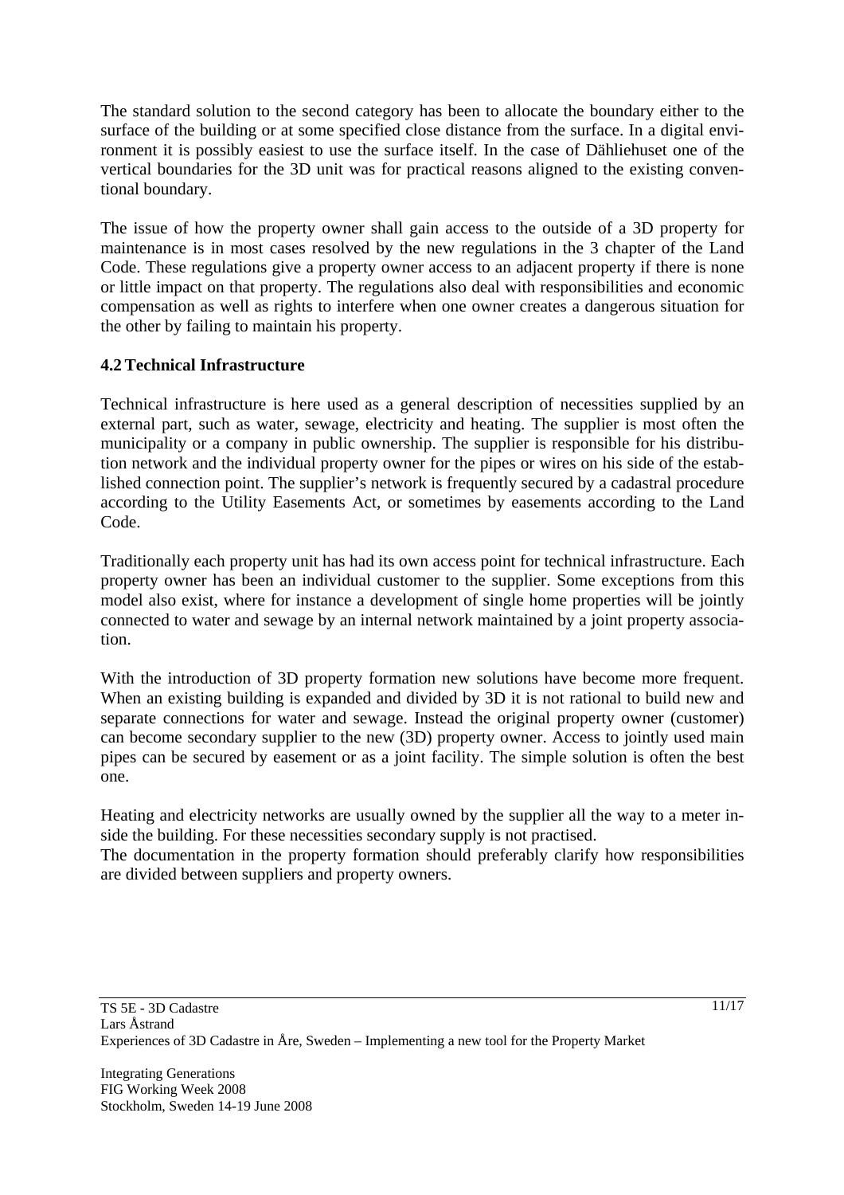The standard solution to the second category has been to allocate the boundary either to the surface of the building or at some specified close distance from the surface. In a digital environment it is possibly easiest to use the surface itself. In the case of Dähliehuset one of the vertical boundaries for the 3D unit was for practical reasons aligned to the existing conventional boundary.

The issue of how the property owner shall gain access to the outside of a 3D property for maintenance is in most cases resolved by the new regulations in the 3 chapter of the Land Code. These regulations give a property owner access to an adjacent property if there is none or little impact on that property. The regulations also deal with responsibilities and economic compensation as well as rights to interfere when one owner creates a dangerous situation for the other by failing to maintain his property.

### 4.2 Technical Infrastructure

Technical infrastructure is here used as a general description of necessities supplied by an external part, such as water, sewage, electricity and heating. The supplier is most often the municipality or a company in public ownership. The supplier is responsible for his distribution network and the individual property owner for the pipes or wires on his side of the established connection point. The supplier's network is frequently secured by a cadastral procedure according to the Utility Easements Act, or sometimes by easements according to the Land Code.

Traditionally each property unit has had its own access point for technical infrastructure. Each property owner has been an individual customer to the supplier. Some exceptions from this model also exist, where for instance a development of single home properties will be jointly connected to water and sewage by an internal network maintained by a joint property association.

With the introduction of 3D property formation new solutions have become more frequent. When an existing building is expanded and divided by 3D it is not rational to build new and separate connections for water and sewage. Instead the original property owner (customer) can become secondary supplier to the new (3D) property owner. Access to jointly used main pipes can be secured by easement or as a joint facility. The simple solution is often the best one.

Heating and electricity networks are usually owned by the supplier all the way to a meter inside the building. For these necessities secondary supply is not practised.
The documentation in the property formation should preferably clarify how responsibilities are divided between suppliers and property owners.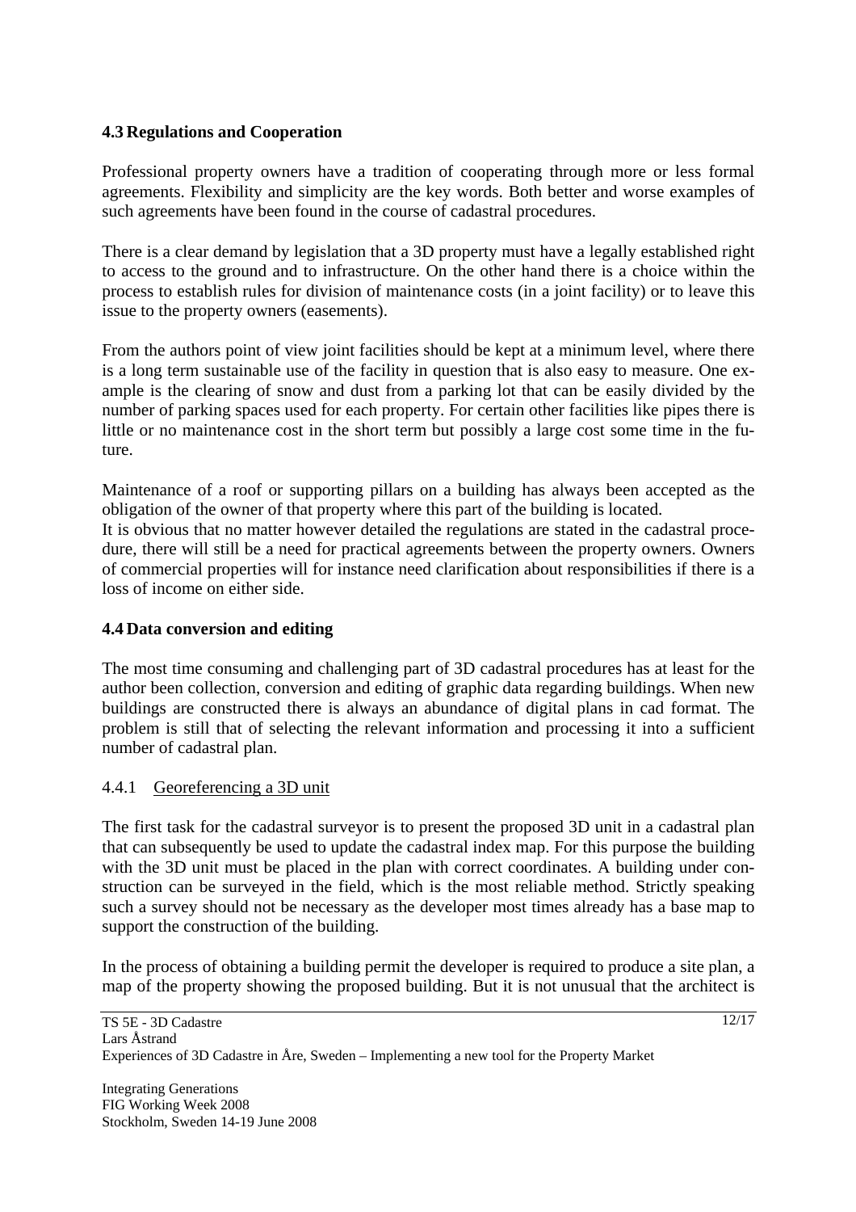## 4.3 Regulations and Cooperation

Professional property owners have a tradition of cooperating through more or less formal agreements. Flexibility and simplicity are the key words. Both better and worse examples of such agreements have been found in the course of cadastral procedures.

There is a clear demand by legislation that a 3D property must have a legally established right to access to the ground and to infrastructure. On the other hand there is a choice within the process to establish rules for division of maintenance costs (in a joint facility) or to leave this issue to the property owners (easements).

From the authors point of view joint facilities should be kept at a minimum level, where there is a long term sustainable use of the facility in question that is also easy to measure. One example is the clearing of snow and dust from a parking lot that can be easily divided by the number of parking spaces used for each property. For certain other facilities like pipes there is little or no maintenance cost in the short term but possibly a large cost some time in the future.

Maintenance of a roof or supporting pillars on a building has always been accepted as the obligation of the owner of that property where this part of the building is located.
It is obvious that no matter however detailed the regulations are stated in the cadastral procedure, there will still be a need for practical agreements between the property owners. Owners of commercial properties will for instance need clarification about responsibilities if there is a loss of income on either side.

## 4.4 Data conversion and editing

The most time consuming and challenging part of 3D cadastral procedures has at least for the author been collection, conversion and editing of graphic data regarding buildings. When new buildings are constructed there is always an abundance of digital plans in cad format. The problem is still that of selecting the relevant information and processing it into a sufficient number of cadastral plan.

### 4.4.1 Georeferencing a 3D unit

The first task for the cadastral surveyor is to present the proposed 3D unit in a cadastral plan that can subsequently be used to update the cadastral index map. For this purpose the building with the 3D unit must be placed in the plan with correct coordinates. A building under construction can be surveyed in the field, which is the most reliable method. Strictly speaking such a survey should not be necessary as the developer most times already has a base map to support the construction of the building.

In the process of obtaining a building permit the developer is required to produce a site plan, a map of the property showing the proposed building. But it is not unusual that the architect is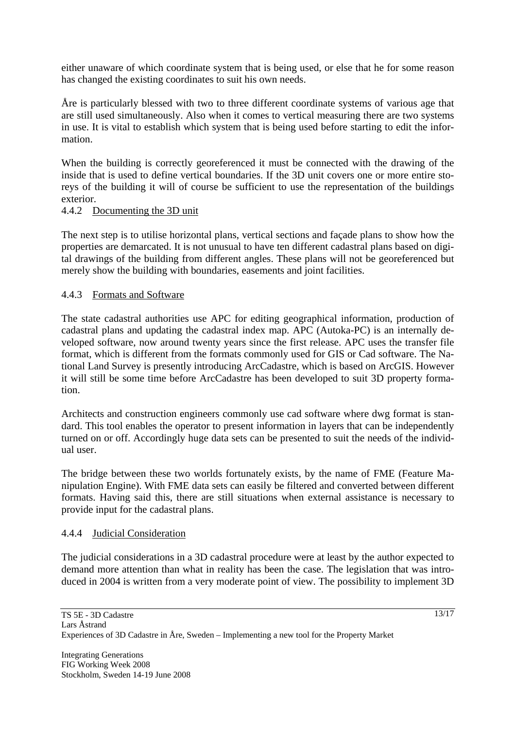either unaware of which coordinate system that is being used, or else that he for some reason has changed the existing coordinates to suit his own needs.

Åre is particularly blessed with two to three different coordinate systems of various age that are still used simultaneously. Also when it comes to vertical measuring there are two systems in use. It is vital to establish which system that is being used before starting to edit the information.

When the building is correctly georeferenced it must be connected with the drawing of the inside that is used to define vertical boundaries. If the 3D unit covers one or more entire storeys of the building it will of course be sufficient to use the representation of the buildings exterior.

#### 4.4.2 Documenting the 3D unit

The next step is to utilise horizontal plans, vertical sections and façade plans to show how the properties are demarcated. It is not unusual to have ten different cadastral plans based on digital drawings of the building from different angles. These plans will not be georeferenced but merely show the building with boundaries, easements and joint facilities.

#### 4.4.3 Formats and Software

The state cadastral authorities use APC for editing geographical information, production of cadastral plans and updating the cadastral index map. APC (Autoka-PC) is an internally developed software, now around twenty years since the first release. APC uses the transfer file format, which is different from the formats commonly used for GIS or Cad software. The National Land Survey is presently introducing ArcCadastre, which is based on ArcGIS. However it will still be some time before ArcCadastre has been developed to suit 3D property formation.

Architects and construction engineers commonly use cad software where dwg format is standard. This tool enables the operator to present information in layers that can be independently turned on or off. Accordingly huge data sets can be presented to suit the needs of the individual user.

The bridge between these two worlds fortunately exists, by the name of FME (Feature Manipulation Engine). With FME data sets can easily be filtered and converted between different formats. Having said this, there are still situations when external assistance is necessary to provide input for the cadastral plans.

#### 4.4.4 Judicial Consideration

The judicial considerations in a 3D cadastral procedure were at least by the author expected to demand more attention than what in reality has been the case. The legislation that was introduced in 2004 is written from a very moderate point of view. The possibility to implement 3D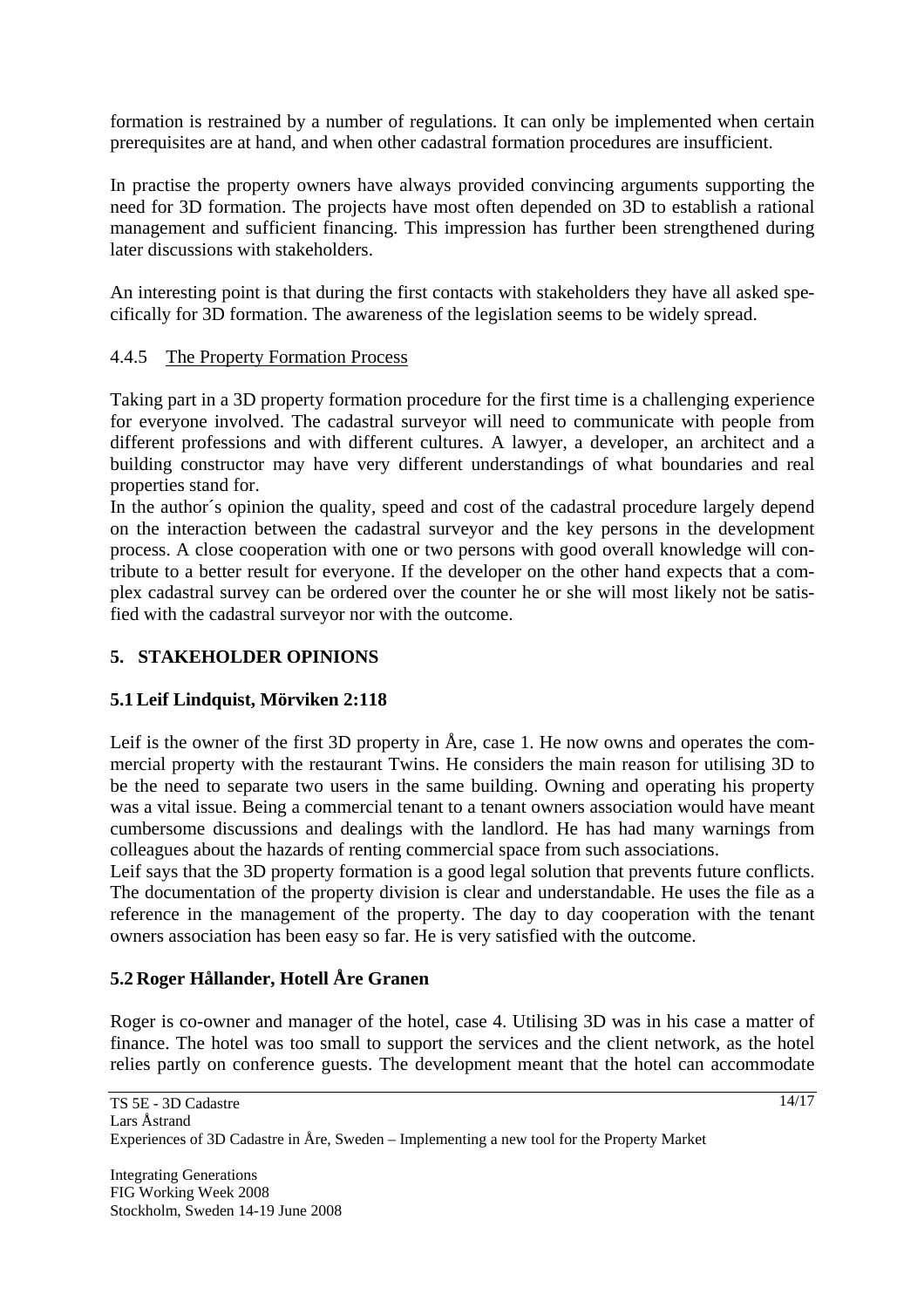formation is restrained by a number of regulations. It can only be implemented when certain prerequisites are at hand, and when other cadastral formation procedures are insufficient.

In practise the property owners have always provided convincing arguments supporting the need for 3D formation. The projects have most often depended on 3D to establish a rational management and sufficient financing. This impression has further been strengthened during later discussions with stakeholders.

An interesting point is that during the first contacts with stakeholders they have all asked specifically for 3D formation. The awareness of the legislation seems to be widely spread.

#### 4.4.5 The Property Formation Process

Taking part in a 3D property formation procedure for the first time is a challenging experience for everyone involved. The cadastral surveyor will need to communicate with people from different professions and with different cultures. A lawyer, a developer, an architect and a building constructor may have very different understandings of what boundaries and real properties stand for.

In the author´s opinion the quality, speed and cost of the cadastral procedure largely depend on the interaction between the cadastral surveyor and the key persons in the development process. A close cooperation with one or two persons with good overall knowledge will contribute to a better result for everyone. If the developer on the other hand expects that a complex cadastral survey can be ordered over the counter he or she will most likely not be satisfied with the cadastral surveyor nor with the outcome.

## 5. STAKEHOLDER OPINIONS

### 5.1 Leif Lindquist, Mörviken 2:118

Leif is the owner of the first 3D property in Åre, case 1. He now owns and operates the commercial property with the restaurant Twins. He considers the main reason for utilising 3D to be the need to separate two users in the same building. Owning and operating his property was a vital issue. Being a commercial tenant to a tenant owners association would have meant cumbersome discussions and dealings with the landlord. He has had many warnings from colleagues about the hazards of renting commercial space from such associations.

Leif says that the 3D property formation is a good legal solution that prevents future conflicts. The documentation of the property division is clear and understandable. He uses the file as a reference in the management of the property. The day to day cooperation with the tenant owners association has been easy so far. He is very satisfied with the outcome.

### 5.2 Roger Hållander, Hotell Åre Granen

Roger is co-owner and manager of the hotel, case 4. Utilising 3D was in his case a matter of finance. The hotel was too small to support the services and the client network, as the hotel relies partly on conference guests. The development meant that the hotel can accommodate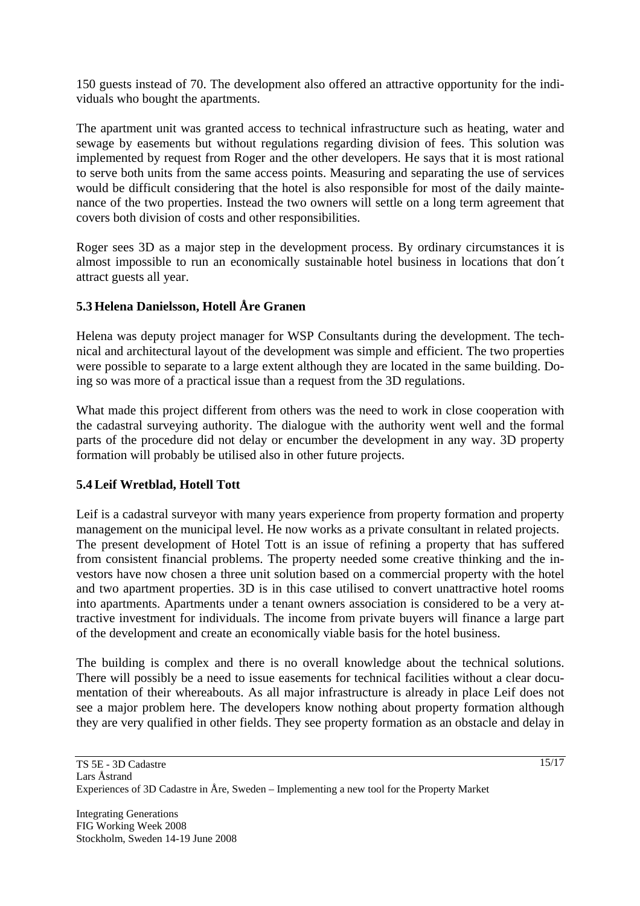150 guests instead of 70. The development also offered an attractive opportunity for the individuals who bought the apartments.

The apartment unit was granted access to technical infrastructure such as heating, water and sewage by easements but without regulations regarding division of fees. This solution was implemented by request from Roger and the other developers. He says that it is most rational to serve both units from the same access points. Measuring and separating the use of services would be difficult considering that the hotel is also responsible for most of the daily maintenance of the two properties. Instead the two owners will settle on a long term agreement that covers both division of costs and other responsibilities.

Roger sees 3D as a major step in the development process. By ordinary circumstances it is almost impossible to run an economically sustainable hotel business in locations that don´t attract guests all year.

### 5.3 Helena Danielsson, Hotell Åre Granen

Helena was deputy project manager for WSP Consultants during the development. The technical and architectural layout of the development was simple and efficient. The two properties were possible to separate to a large extent although they are located in the same building. Doing so was more of a practical issue than a request from the 3D regulations.

What made this project different from others was the need to work in close cooperation with the cadastral surveying authority. The dialogue with the authority went well and the formal parts of the procedure did not delay or encumber the development in any way. 3D property formation will probably be utilised also in other future projects.

### 5.4 Leif Wretblad, Hotell Tott

Leif is a cadastral surveyor with many years experience from property formation and property management on the municipal level. He now works as a private consultant in related projects. The present development of Hotel Tott is an issue of refining a property that has suffered from consistent financial problems. The property needed some creative thinking and the investors have now chosen a three unit solution based on a commercial property with the hotel and two apartment properties. 3D is in this case utilised to convert unattractive hotel rooms into apartments. Apartments under a tenant owners association is considered to be a very attractive investment for individuals. The income from private buyers will finance a large part of the development and create an economically viable basis for the hotel business.

The building is complex and there is no overall knowledge about the technical solutions. There will possibly be a need to issue easements for technical facilities without a clear documentation of their whereabouts. As all major infrastructure is already in place Leif does not see a major problem here. The developers know nothing about property formation although they are very qualified in other fields. They see property formation as an obstacle and delay in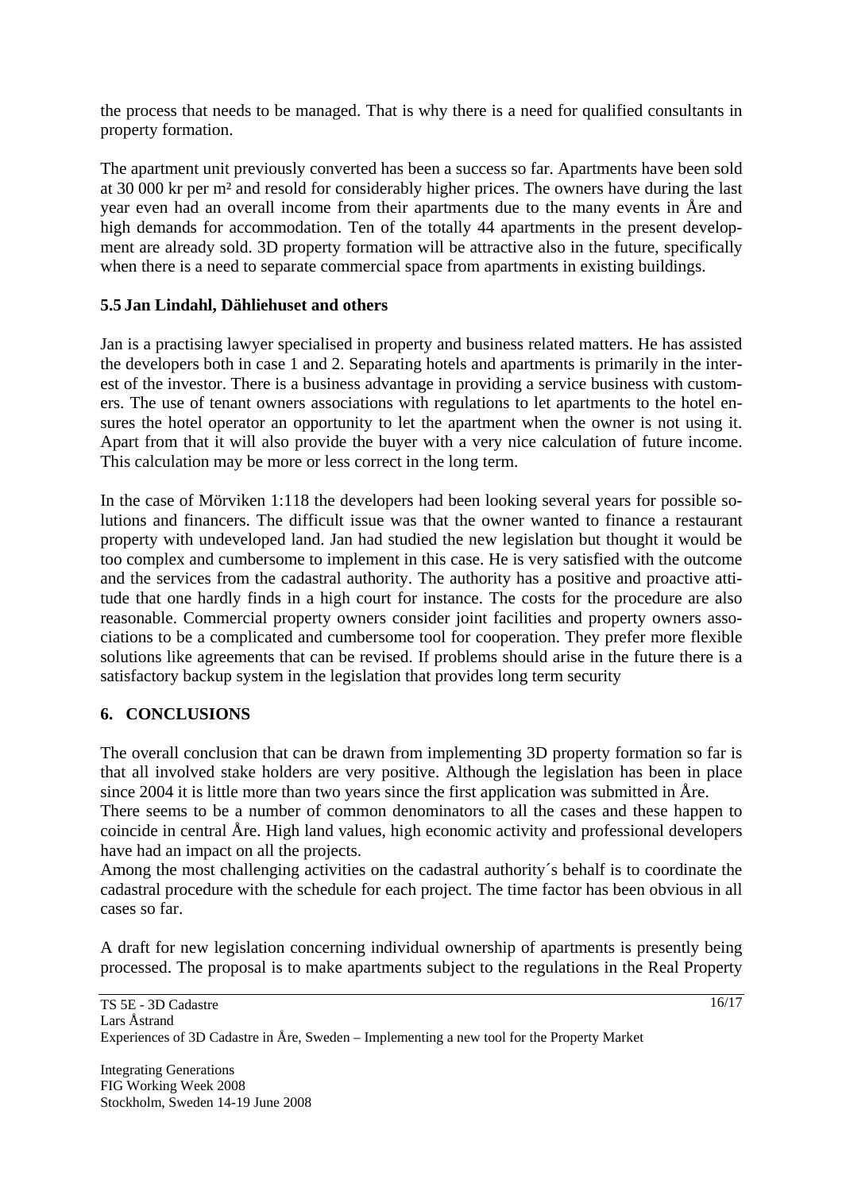the process that needs to be managed. That is why there is a need for qualified consultants in property formation.

The apartment unit previously converted has been a success so far. Apartments have been sold at 30 000 kr per m² and resold for considerably higher prices. The owners have during the last year even had an overall income from their apartments due to the many events in Åre and high demands for accommodation. Ten of the totally 44 apartments in the present development are already sold. 3D property formation will be attractive also in the future, specifically when there is a need to separate commercial space from apartments in existing buildings.

### 5.5 Jan Lindahl, Dähliehuset and others

Jan is a practising lawyer specialised in property and business related matters. He has assisted the developers both in case 1 and 2. Separating hotels and apartments is primarily in the interest of the investor. There is a business advantage in providing a service business with customers. The use of tenant owners associations with regulations to let apartments to the hotel ensures the hotel operator an opportunity to let the apartment when the owner is not using it. Apart from that it will also provide the buyer with a very nice calculation of future income. This calculation may be more or less correct in the long term.

In the case of Mörviken 1:118 the developers had been looking several years for possible solutions and financers. The difficult issue was that the owner wanted to finance a restaurant property with undeveloped land. Jan had studied the new legislation but thought it would be too complex and cumbersome to implement in this case. He is very satisfied with the outcome and the services from the cadastral authority. The authority has a positive and proactive attitude that one hardly finds in a high court for instance. The costs for the procedure are also reasonable. Commercial property owners consider joint facilities and property owners associations to be a complicated and cumbersome tool for cooperation. They prefer more flexible solutions like agreements that can be revised. If problems should arise in the future there is a satisfactory backup system in the legislation that provides long term security

## 6. CONCLUSIONS

The overall conclusion that can be drawn from implementing 3D property formation so far is that all involved stake holders are very positive. Although the legislation has been in place since 2004 it is little more than two years since the first application was submitted in Åre.
There seems to be a number of common denominators to all the cases and these happen to coincide in central Åre. High land values, high economic activity and professional developers have had an impact on all the projects.
Among the most challenging activities on the cadastral authority´s behalf is to coordinate the cadastral procedure with the schedule for each project. The time factor has been obvious in all cases so far.

A draft for new legislation concerning individual ownership of apartments is presently being processed. The proposal is to make apartments subject to the regulations in the Real Property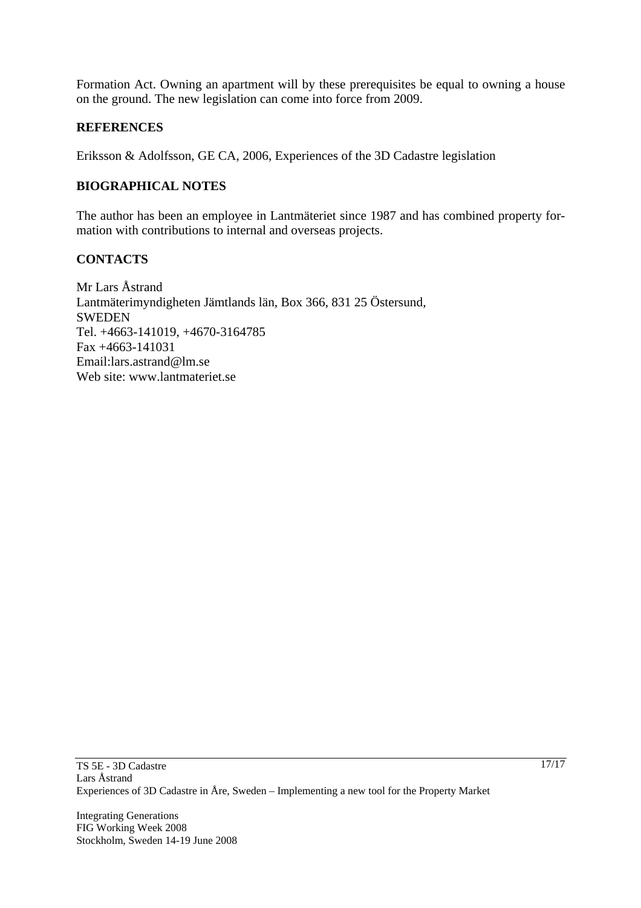Formation Act. Owning an apartment will by these prerequisites be equal to owning a house on the ground. The new legislation can come into force from 2009.

## REFERENCES

Eriksson & Adolfsson, GE CA, 2006, Experiences of the 3D Cadastre legislation

## BIOGRAPHICAL NOTES

The author has been an employee in Lantmäteriet since 1987 and has combined property formation with contributions to internal and overseas projects.

## CONTACTS

Mr Lars Åstrand
Lantmäterimyndigheten Jämtlands län, Box 366, 831 25 Östersund,
SWEDEN
Tel. +4663-141019, +4670-3164785
Fax +4663-141031
Email:lars.astrand@lm.se
Web site: www.lantmateriet.se